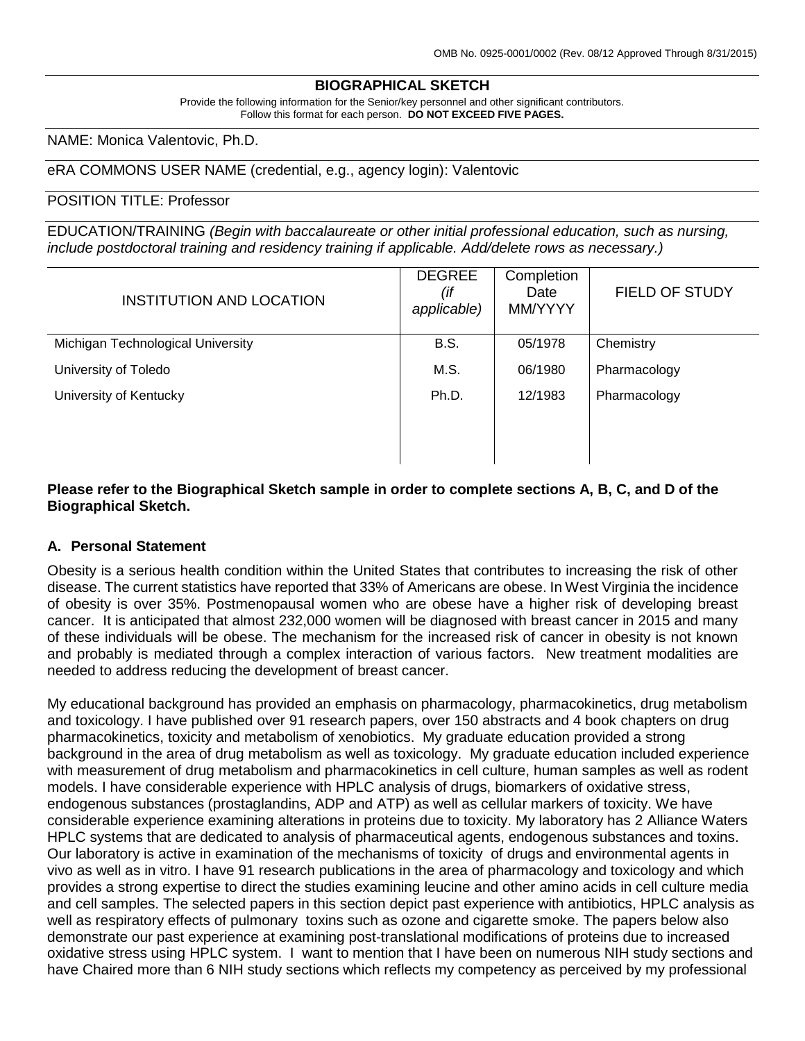OMB No. 0925-0001/0002 (Rev. 08/12 Approved Through 8/31/2015)

# BIOGRAPHICAL SKETCH

Provide the following information for the Senior/key personnel and other significant contributors.
Follow this format for each person. **DO NOT EXCEED FIVE PAGES.**

NAME: Monica Valentovic, Ph.D.

eRA COMMONS USER NAME (credential, e.g., agency login): Valentovic

POSITION TITLE: Professor

EDUCATION/TRAINING *(Begin with baccalaureate or other initial professional education, such as nursing, include postdoctoral training and residency training if applicable. Add/delete rows as necessary.)*

| INSTITUTION AND LOCATION | DEGREE *(if applicable)* | Completion Date MM/YYYY | FIELD OF STUDY |
|---|---|---|---|
| Michigan Technological University | B.S. | 05/1978 | Chemistry |
| University of Toledo | M.S. | 06/1980 | Pharmacology |
| University of Kentucky | Ph.D. | 12/1983 | Pharmacology |

**Please refer to the Biographical Sketch sample in order to complete sections A, B, C, and D of the Biographical Sketch.**

## A. Personal Statement

Obesity is a serious health condition within the United States that contributes to increasing the risk of other disease. The current statistics have reported that 33% of Americans are obese. In West Virginia the incidence of obesity is over 35%. Postmenopausal women who are obese have a higher risk of developing breast cancer. It is anticipated that almost 232,000 women will be diagnosed with breast cancer in 2015 and many of these individuals will be obese. The mechanism for the increased risk of cancer in obesity is not known and probably is mediated through a complex interaction of various factors. New treatment modalities are needed to address reducing the development of breast cancer.

My educational background has provided an emphasis on pharmacology, pharmacokinetics, drug metabolism and toxicology. I have published over 91 research papers, over 150 abstracts and 4 book chapters on drug pharmacokinetics, toxicity and metabolism of xenobiotics. My graduate education provided a strong background in the area of drug metabolism as well as toxicology. My graduate education included experience with measurement of drug metabolism and pharmacokinetics in cell culture, human samples as well as rodent models. I have considerable experience with HPLC analysis of drugs, biomarkers of oxidative stress, endogenous substances (prostaglandins, ADP and ATP) as well as cellular markers of toxicity. We have considerable experience examining alterations in proteins due to toxicity. My laboratory has 2 Alliance Waters HPLC systems that are dedicated to analysis of pharmaceutical agents, endogenous substances and toxins. Our laboratory is active in examination of the mechanisms of toxicity of drugs and environmental agents in vivo as well as in vitro. I have 91 research publications in the area of pharmacology and toxicology and which provides a strong expertise to direct the studies examining leucine and other amino acids in cell culture media and cell samples. The selected papers in this section depict past experience with antibiotics, HPLC analysis as well as respiratory effects of pulmonary toxins such as ozone and cigarette smoke. The papers below also demonstrate our past experience at examining post-translational modifications of proteins due to increased oxidative stress using HPLC system. I want to mention that I have been on numerous NIH study sections and have Chaired more than 6 NIH study sections which reflects my competency as perceived by my professional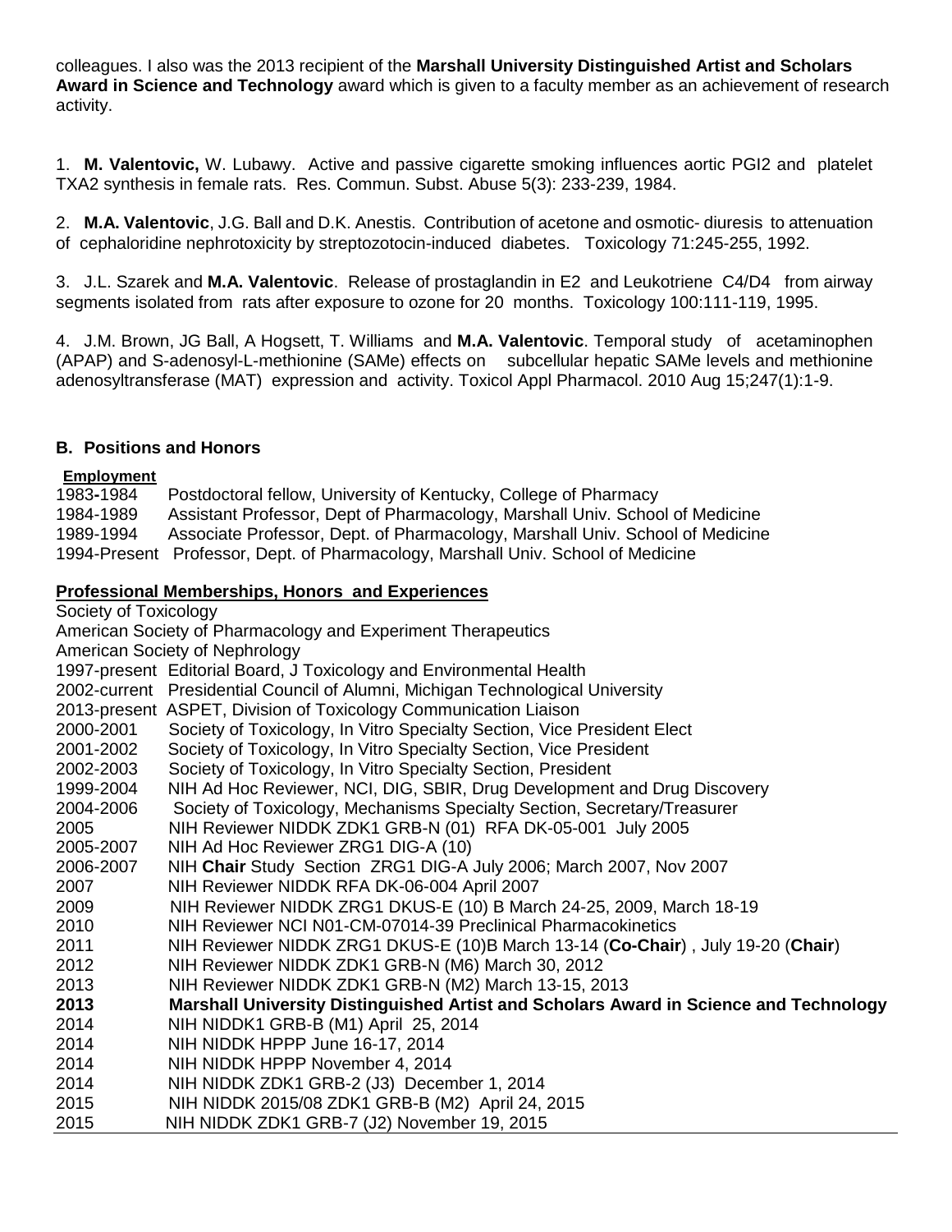colleagues. I also was the 2013 recipient of the **Marshall University Distinguished Artist and Scholars Award in Science and Technology** award which is given to a faculty member as an achievement of research activity.

1. **M. Valentovic,** W. Lubawy. Active and passive cigarette smoking influences aortic PGI2 and platelet TXA2 synthesis in female rats. Res. Commun. Subst. Abuse 5(3): 233-239, 1984.

2. **M.A. Valentovic**, J.G. Ball and D.K. Anestis. Contribution of acetone and osmotic- diuresis to attenuation of cephaloridine nephrotoxicity by streptozotocin-induced diabetes. Toxicology 71:245-255, 1992.

3. J.L. Szarek and **M.A. Valentovic**. Release of prostaglandin in E2 and Leukotriene C4/D4 from airway segments isolated from rats after exposure to ozone for 20 months. Toxicology 100:111-119, 1995.

4. J.M. Brown, JG Ball, A Hogsett, T. Williams and **M.A. Valentovic**. Temporal study of acetaminophen (APAP) and S-adenosyl-L-methionine (SAMe) effects on subcellular hepatic SAMe levels and methionine adenosyltransferase (MAT) expression and activity. Toxicol Appl Pharmacol. 2010 Aug 15;247(1):1-9.

### B. Positions and Honors

**Employment**

1983-1984 Postdoctoral fellow, University of Kentucky, College of Pharmacy
1984-1989 Assistant Professor, Dept of Pharmacology, Marshall Univ. School of Medicine
1989-1994 Associate Professor, Dept. of Pharmacology, Marshall Univ. School of Medicine
1994-Present Professor, Dept. of Pharmacology, Marshall Univ. School of Medicine

**Professional Memberships, Honors and Experiences**

Society of Toxicology
American Society of Pharmacology and Experiment Therapeutics
American Society of Nephrology
1997-present Editorial Board, J Toxicology and Environmental Health
2002-current Presidential Council of Alumni, Michigan Technological University
2013-present ASPET, Division of Toxicology Communication Liaison
2000-2001 Society of Toxicology, In Vitro Specialty Section, Vice President Elect
2001-2002 Society of Toxicology, In Vitro Specialty Section, Vice President
2002-2003 Society of Toxicology, In Vitro Specialty Section, President
1999-2004 NIH Ad Hoc Reviewer, NCI, DIG, SBIR, Drug Development and Drug Discovery
2004-2006 Society of Toxicology, Mechanisms Specialty Section, Secretary/Treasurer
2005 NIH Reviewer NIDDK ZDK1 GRB-N (01) RFA DK-05-001 July 2005
2005-2007 NIH Ad Hoc Reviewer ZRG1 DIG-A (10)
2006-2007 NIH **Chair** Study Section ZRG1 DIG-A July 2006; March 2007, Nov 2007
2007 NIH Reviewer NIDDK RFA DK-06-004 April 2007
2009 NIH Reviewer NIDDK ZRG1 DKUS-E (10) B March 24-25, 2009, March 18-19
2010 NIH Reviewer NCI N01-CM-07014-39 Preclinical Pharmacokinetics
2011 NIH Reviewer NIDDK ZRG1 DKUS-E (10)B March 13-14 (**Co-Chair**) , July 19-20 (**Chair**)
2012 NIH Reviewer NIDDK ZDK1 GRB-N (M6) March 30, 2012
2013 NIH Reviewer NIDDK ZDK1 GRB-N (M2) March 13-15, 2013
**2013 Marshall University Distinguished Artist and Scholars Award in Science and Technology**
2014 NIH NIDDK1 GRB-B (M1) April 25, 2014
2014 NIH NIDDK HPPP June 16-17, 2014
2014 NIH NIDDK HPPP November 4, 2014
2014 NIH NIDDK ZDK1 GRB-2 (J3) December 1, 2014
2015 NIH NIDDK 2015/08 ZDK1 GRB-B (M2) April 24, 2015
2015 NIH NIDDK ZDK1 GRB-7 (J2) November 19, 2015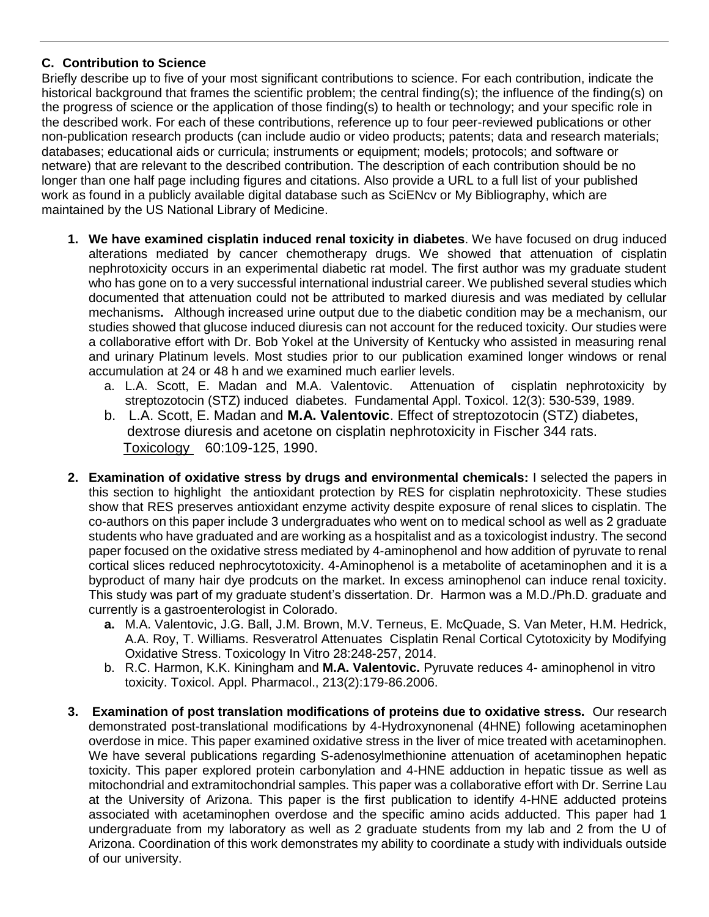### C. Contribution to Science

Briefly describe up to five of your most significant contributions to science. For each contribution, indicate the historical background that frames the scientific problem; the central finding(s); the influence of the finding(s) on the progress of science or the application of those finding(s) to health or technology; and your specific role in the described work. For each of these contributions, reference up to four peer-reviewed publications or other non-publication research products (can include audio or video products; patents; data and research materials; databases; educational aids or curricula; instruments or equipment; models; protocols; and software or netware) that are relevant to the described contribution. The description of each contribution should be no longer than one half page including figures and citations. Also provide a URL to a full list of your published work as found in a publicly available digital database such as SciENcv or My Bibliography, which are maintained by the US National Library of Medicine.

1. **We have examined cisplatin induced renal toxicity in diabetes**. We have focused on drug induced alterations mediated by cancer chemotherapy drugs. We showed that attenuation of cisplatin nephrotoxicity occurs in an experimental diabetic rat model. The first author was my graduate student who has gone on to a very successful international industrial career. We published several studies which documented that attenuation could not be attributed to marked diuresis and was mediated by cellular mechanisms**.** Although increased urine output due to the diabetic condition may be a mechanism, our studies showed that glucose induced diuresis can not account for the reduced toxicity. Our studies were a collaborative effort with Dr. Bob Yokel at the University of Kentucky who assisted in measuring renal and urinary Platinum levels. Most studies prior to our publication examined longer windows or renal accumulation at 24 or 48 h and we examined much earlier levels.
    a. L.A. Scott, E. Madan and M.A. Valentovic. Attenuation of cisplatin nephrotoxicity by streptozotocin (STZ) induced diabetes. Fundamental Appl. Toxicol. 12(3): 530-539, 1989.
    b. L.A. Scott, E. Madan and **M.A. Valentovic**. Effect of streptozotocin (STZ) diabetes, dextrose diuresis and acetone on cisplatin nephrotoxicity in Fischer 344 rats. Toxicology 60:109-125, 1990.

2. **Examination of oxidative stress by drugs and environmental chemicals:** I selected the papers in this section to highlight the antioxidant protection by RES for cisplatin nephrotoxicity. These studies show that RES preserves antioxidant enzyme activity despite exposure of renal slices to cisplatin. The co-authors on this paper include 3 undergraduates who went on to medical school as well as 2 graduate students who have graduated and are working as a hospitalist and as a toxicologist industry. The second paper focused on the oxidative stress mediated by 4-aminophenol and how addition of pyruvate to renal cortical slices reduced nephrocytotoxicity. 4-Aminophenol is a metabolite of acetaminophen and it is a byproduct of many hair dye prodcuts on the market. In excess aminophenol can induce renal toxicity. This study was part of my graduate student's dissertation. Dr. Harmon was a M.D./Ph.D. graduate and currently is a gastroenterologist in Colorado.
    **a.** M.A. Valentovic, J.G. Ball, J.M. Brown, M.V. Terneus, E. McQuade, S. Van Meter, H.M. Hedrick, A.A. Roy, T. Williams. Resveratrol Attenuates Cisplatin Renal Cortical Cytotoxicity by Modifying Oxidative Stress. Toxicology In Vitro 28:248-257, 2014.
    b. R.C. Harmon, K.K. Kiningham and **M.A. Valentovic.** Pyruvate reduces 4- aminophenol in vitro toxicity. Toxicol. Appl. Pharmacol., 213(2):179-86.2006.

3. **Examination of post translation modifications of proteins due to oxidative stress.** Our research demonstrated post-translational modifications by 4-Hydroxynonenal (4HNE) following acetaminophen overdose in mice. This paper examined oxidative stress in the liver of mice treated with acetaminophen. We have several publications regarding S-adenosylmethionine attenuation of acetaminophen hepatic toxicity. This paper explored protein carbonylation and 4-HNE adduction in hepatic tissue as well as mitochondrial and extramitochondrial samples. This paper was a collaborative effort with Dr. Serrine Lau at the University of Arizona. This paper is the first publication to identify 4-HNE adducted proteins associated with acetaminophen overdose and the specific amino acids adducted. This paper had 1 undergraduate from my laboratory as well as 2 graduate students from my lab and 2 from the U of Arizona. Coordination of this work demonstrates my ability to coordinate a study with individuals outside of our university.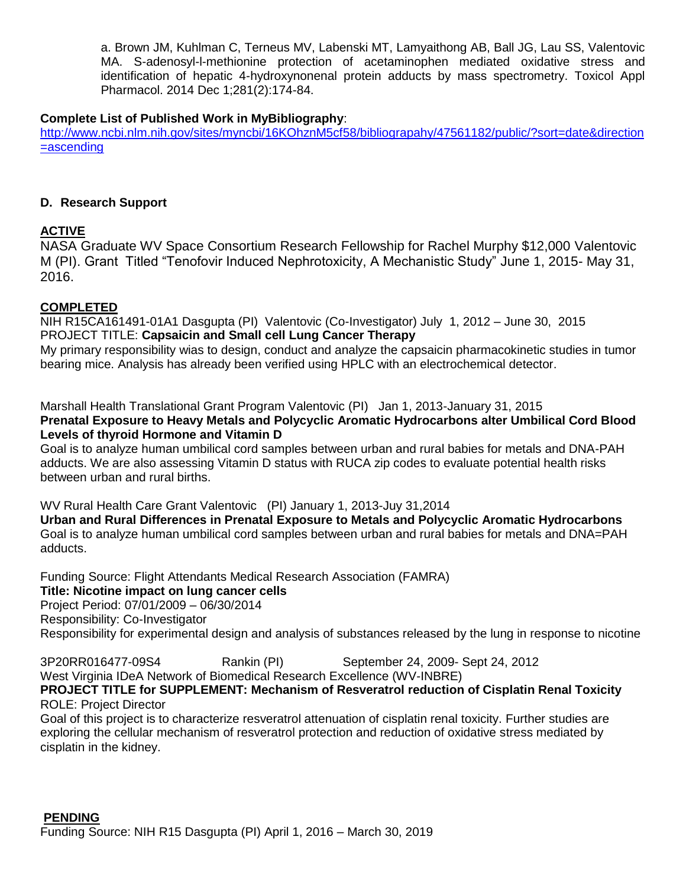a. Brown JM, Kuhlman C, Terneus MV, Labenski MT, Lamyaithong AB, Ball JG, Lau SS, Valentovic MA. S-adenosyl-l-methionine protection of acetaminophen mediated oxidative stress and identification of hepatic 4-hydroxynonenal protein adducts by mass spectrometry. Toxicol Appl Pharmacol. 2014 Dec 1;281(2):174-84.

**Complete List of Published Work in MyBibliography**:
[http://www.ncbi.nlm.nih.gov/sites/myncbi/16KOhznM5cf58/bibliograpahy/47561182/public/?sort=date&direction=ascending](http://www.ncbi.nlm.nih.gov/sites/myncbi/16KOhznM5cf58/bibliograpahy/47561182/public/?sort=date&direction=ascending)

## D. Research Support

**ACTIVE**

NASA Graduate WV Space Consortium Research Fellowship for Rachel Murphy $12,000 Valentovic M (PI). Grant Titled "Tenofovir Induced Nephrotoxicity, A Mechanistic Study" June 1, 2015- May 31, 2016.

**COMPLETED**

NIH R15CA161491-01A1 Dasgupta (PI) Valentovic (Co-Investigator) July 1, 2012 – June 30, 2015
PROJECT TITLE: **Capsaicin and Small cell Lung Cancer Therapy**
My primary responsibility wias to design, conduct and analyze the capsaicin pharmacokinetic studies in tumor bearing mice. Analysis has already been verified using HPLC with an electrochemical detector.

Marshall Health Translational Grant Program Valentovic (PI) Jan 1, 2013-January 31, 2015
**Prenatal Exposure to Heavy Metals and Polycyclic Aromatic Hydrocarbons alter Umbilical Cord Blood Levels of thyroid Hormone and Vitamin D**
Goal is to analyze human umbilical cord samples between urban and rural babies for metals and DNA-PAH adducts. We are also assessing Vitamin D status with RUCA zip codes to evaluate potential health risks between urban and rural births.

WV Rural Health Care Grant Valentovic (PI) January 1, 2013-Juy 31,2014
**Urban and Rural Differences in Prenatal Exposure to Metals and Polycyclic Aromatic Hydrocarbons**
Goal is to analyze human umbilical cord samples between urban and rural babies for metals and DNA=PAH adducts.

Funding Source: Flight Attendants Medical Research Association (FAMRA)
**Title: Nicotine impact on lung cancer cells**
Project Period: 07/01/2009 – 06/30/2014
Responsibility: Co-Investigator
Responsibility for experimental design and analysis of substances released by the lung in response to nicotine

3P20RR016477-09S4 Rankin (PI) September 24, 2009- Sept 24, 2012
West Virginia IDeA Network of Biomedical Research Excellence (WV-INBRE)
**PROJECT TITLE for SUPPLEMENT: Mechanism of Resveratrol reduction of Cisplatin Renal Toxicity**
ROLE: Project Director
Goal of this project is to characterize resveratrol attenuation of cisplatin renal toxicity. Further studies are exploring the cellular mechanism of resveratrol protection and reduction of oxidative stress mediated by cisplatin in the kidney.

**PENDING**

Funding Source: NIH R15 Dasgupta (PI) April 1, 2016 – March 30, 2019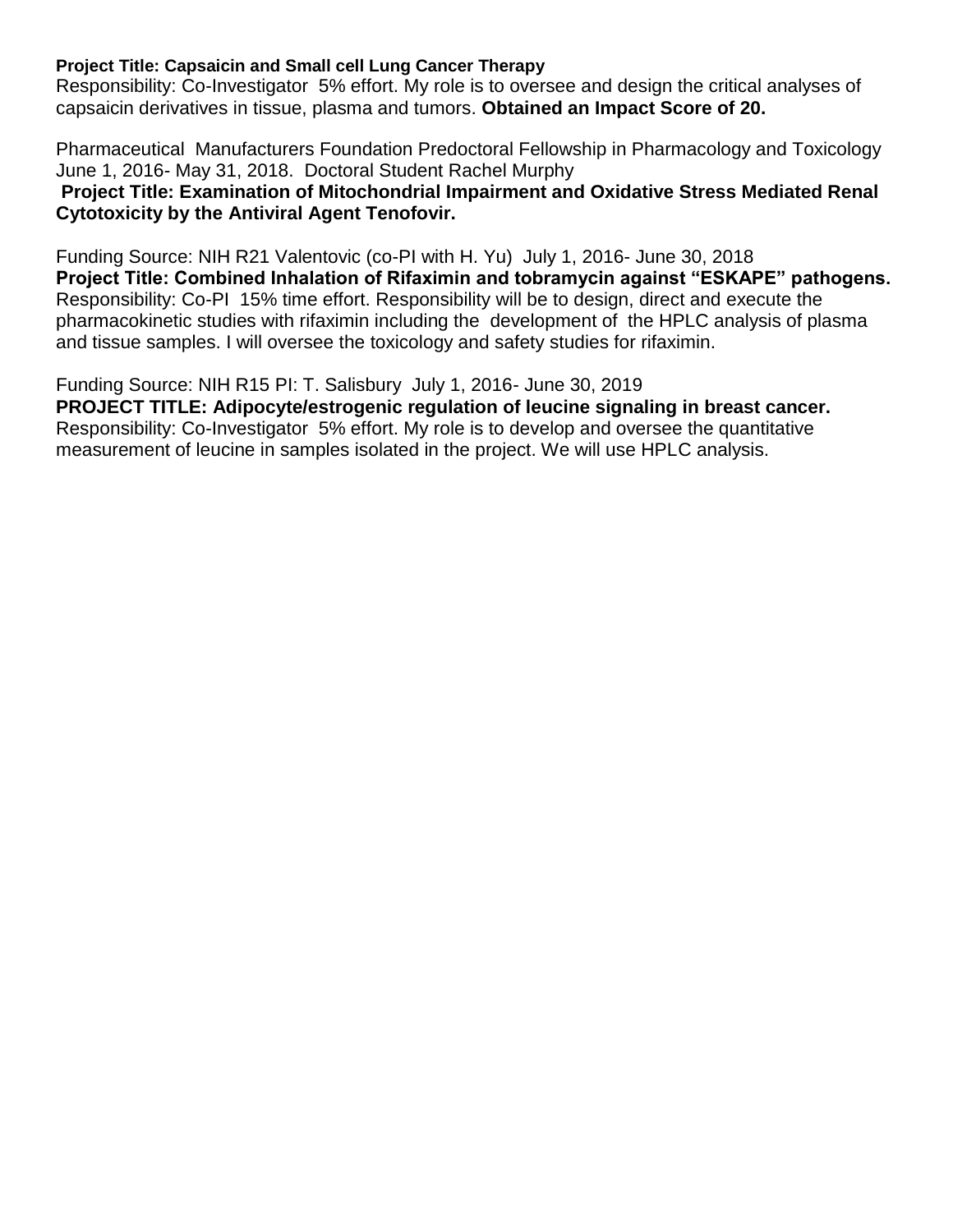**Project Title: Capsaicin and Small cell Lung Cancer Therapy**
Responsibility: Co-Investigator 5% effort. My role is to oversee and design the critical analyses of capsaicin derivatives in tissue, plasma and tumors. **Obtained an Impact Score of 20.**

Pharmaceutical Manufacturers Foundation Predoctoral Fellowship in Pharmacology and Toxicology June 1, 2016- May 31, 2018. Doctoral Student Rachel Murphy
**Project Title: Examination of Mitochondrial Impairment and Oxidative Stress Mediated Renal Cytotoxicity by the Antiviral Agent Tenofovir.**

Funding Source: NIH R21 Valentovic (co-PI with H. Yu) July 1, 2016- June 30, 2018
**Project Title: Combined Inhalation of Rifaximin and tobramycin against "ESKAPE" pathogens.**
Responsibility: Co-PI 15% time effort. Responsibility will be to design, direct and execute the pharmacokinetic studies with rifaximin including the development of the HPLC analysis of plasma and tissue samples. I will oversee the toxicology and safety studies for rifaximin.

Funding Source: NIH R15 PI: T. Salisbury July 1, 2016- June 30, 2019
**PROJECT TITLE: Adipocyte/estrogenic regulation of leucine signaling in breast cancer.**
Responsibility: Co-Investigator 5% effort. My role is to develop and oversee the quantitative measurement of leucine in samples isolated in the project. We will use HPLC analysis.